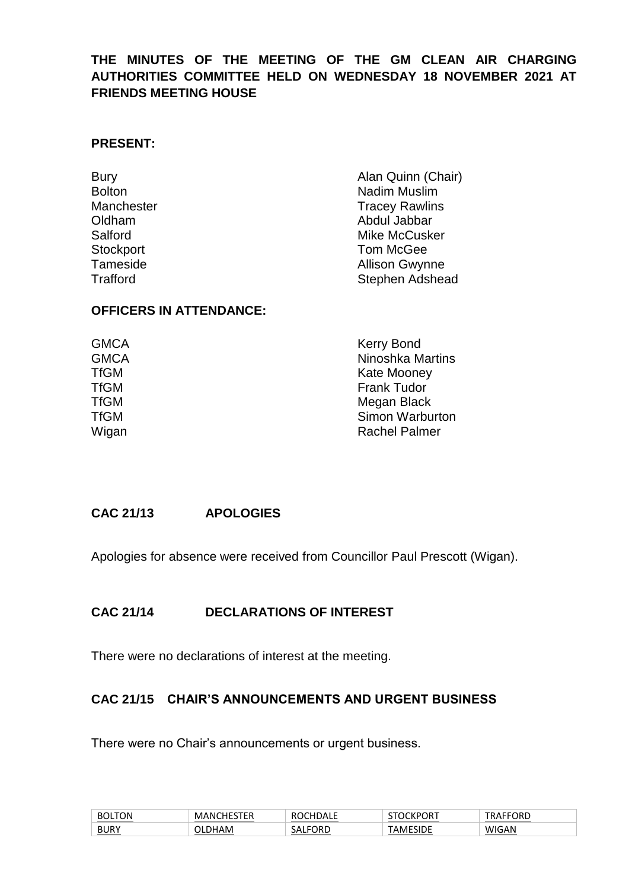**THE MINUTES OF THE MEETING OF THE GM CLEAN AIR CHARGING AUTHORITIES COMMITTEE HELD ON WEDNESDAY 18 NOVEMBER 2021 AT FRIENDS MEETING HOUSE**

**PRESENT:**

| | |
|---|---|
| Bury | Alan Quinn (Chair) |
| Bolton | Nadim Muslim |
| Manchester | Tracey Rawlins |
| Oldham | Abdul Jabbar |
| Salford | Mike McCusker |
| Stockport | Tom McGee |
| Tameside | Allison Gwynne |
| Trafford | Stephen Adshead |

**OFFICERS IN ATTENDANCE:**

| | |
|---|---|
| GMCA | Kerry Bond |
| GMCA | Ninoshka Martins |
| TfGM | Kate Mooney |
| TfGM | Frank Tudor |
| TfGM | Megan Black |
| TfGM | Simon Warburton |
| Wigan | Rachel Palmer |

**CAC 21/13 APOLOGIES**

Apologies for absence were received from Councillor Paul Prescott (Wigan).

**CAC 21/14 DECLARATIONS OF INTEREST**

There were no declarations of interest at the meeting.

**CAC 21/15 CHAIR'S ANNOUNCEMENTS AND URGENT BUSINESS**

There were no Chair's announcements or urgent business.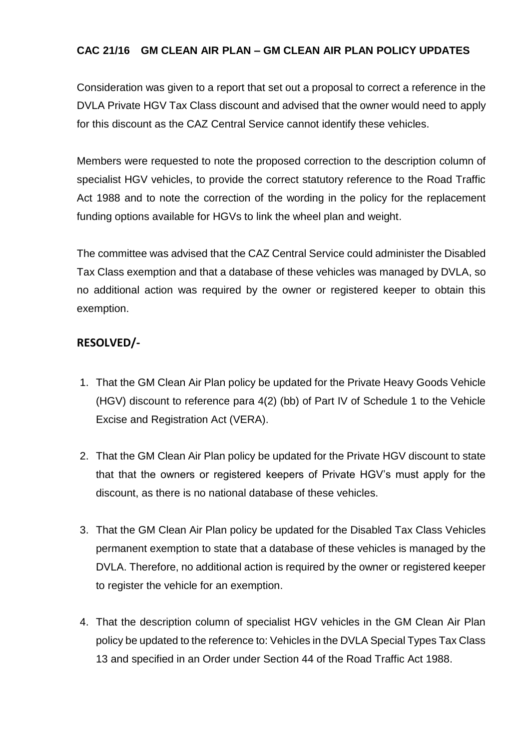**CAC 21/16 GM CLEAN AIR PLAN – GM CLEAN AIR PLAN POLICY UPDATES**

Consideration was given to a report that set out a proposal to correct a reference in the DVLA Private HGV Tax Class discount and advised that the owner would need to apply for this discount as the CAZ Central Service cannot identify these vehicles.

Members were requested to note the proposed correction to the description column of specialist HGV vehicles, to provide the correct statutory reference to the Road Traffic Act 1988 and to note the correction of the wording in the policy for the replacement funding options available for HGVs to link the wheel plan and weight.

The committee was advised that the CAZ Central Service could administer the Disabled Tax Class exemption and that a database of these vehicles was managed by DVLA, so no additional action was required by the owner or registered keeper to obtain this exemption.

**RESOLVED/-**

1. That the GM Clean Air Plan policy be updated for the Private Heavy Goods Vehicle (HGV) discount to reference para 4(2) (bb) of Part IV of Schedule 1 to the Vehicle Excise and Registration Act (VERA).

2. That the GM Clean Air Plan policy be updated for the Private HGV discount to state that that the owners or registered keepers of Private HGV's must apply for the discount, as there is no national database of these vehicles.

3. That the GM Clean Air Plan policy be updated for the Disabled Tax Class Vehicles permanent exemption to state that a database of these vehicles is managed by the DVLA. Therefore, no additional action is required by the owner or registered keeper to register the vehicle for an exemption.

4. That the description column of specialist HGV vehicles in the GM Clean Air Plan policy be updated to the reference to: Vehicles in the DVLA Special Types Tax Class 13 and specified in an Order under Section 44 of the Road Traffic Act 1988.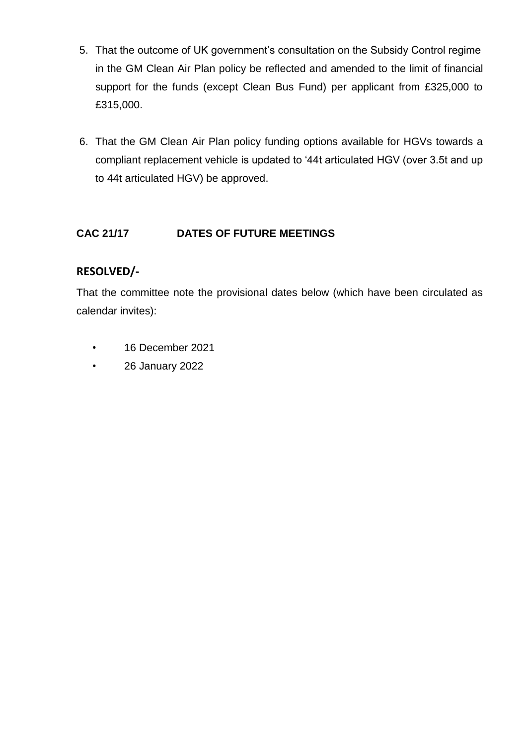5. That the outcome of UK government's consultation on the Subsidy Control regime in the GM Clean Air Plan policy be reflected and amended to the limit of financial support for the funds (except Clean Bus Fund) per applicant from £325,000 to £315,000.

6. That the GM Clean Air Plan policy funding options available for HGVs towards a compliant replacement vehicle is updated to '44t articulated HGV (over 3.5t and up to 44t articulated HGV) be approved.

**CAC 21/17 DATES OF FUTURE MEETINGS**

**RESOLVED/-**

That the committee note the provisional dates below (which have been circulated as calendar invites):

- 16 December 2021
- 26 January 2022